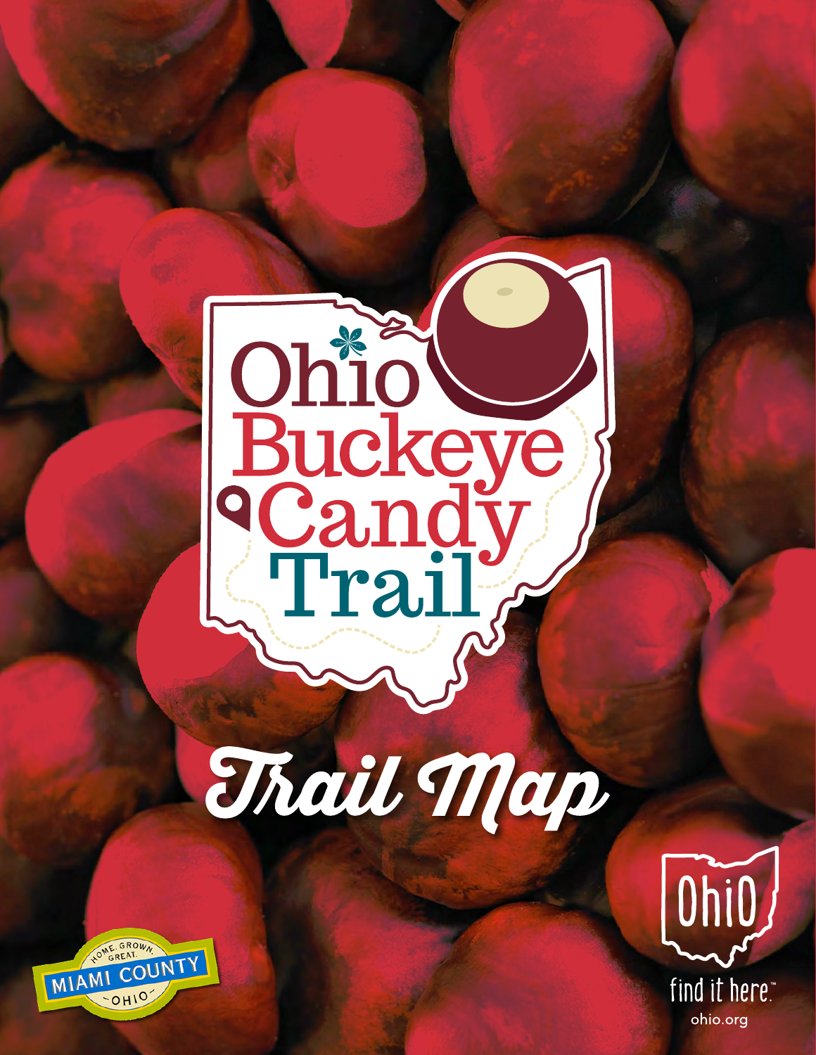# Ohio Buckeye Candy Trail

## Trail Map

HOME. GROWN. GREAT.
MIAMI COUNTY
OHIO

Ohio
find it here.™
ohio.org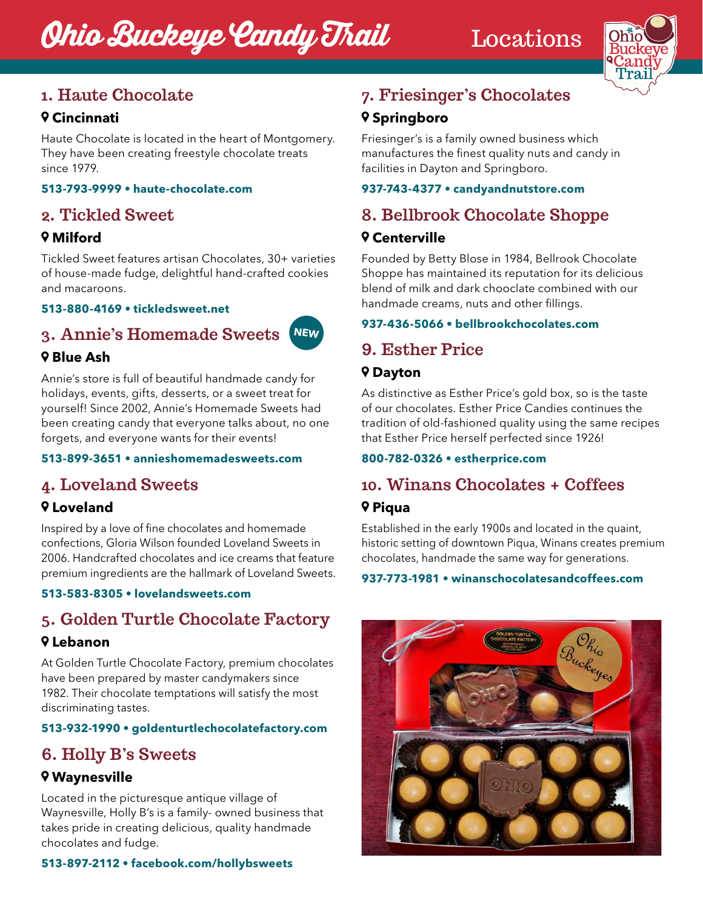# Ohio Buckeye Candy Trail

Locations

## 1. Haute Chocolate

**Cincinnati**

Haute Chocolate is located in the heart of Montgomery. They have been creating freestyle chocolate treats since 1979.

**513-793-9999 • haute-chocolate.com**

## 2. Tickled Sweet

**Milford**

Tickled Sweet features artisan Chocolates, 30+ varieties of house-made fudge, delightful hand-crafted cookies and macaroons.

**513-880-4169 • tickledsweet.net**

## 3. Annie's Homemade Sweets

*NEW*

**Blue Ash**

Annie's store is full of beautiful handmade candy for holidays, events, gifts, desserts, or a sweet treat for yourself! Since 2002, Annie's Homemade Sweets had been creating candy that everyone talks about, no one forgets, and everyone wants for their events!

**513-899-3651 • annieshomemadesweets.com**

## 4. Loveland Sweets

**Loveland**

Inspired by a love of fine chocolates and homemade confections, Gloria Wilson founded Loveland Sweets in 2006. Handcrafted chocolates and ice creams that feature premium ingredients are the hallmark of Loveland Sweets.

**513-583-8305 • lovelandsweets.com**

## 5. Golden Turtle Chocolate Factory

**Lebanon**

At Golden Turtle Chocolate Factory, premium chocolates have been prepared by master candymakers since 1982. Their chocolate temptations will satisfy the most discriminating tastes.

**513-932-1990 • goldenturtlechocolatefactory.com**

## 6. Holly B's Sweets

**Waynesville**

Located in the picturesque antique village of Waynesville, Holly B's is a family- owned business that takes pride in creating delicious, quality handmade chocolates and fudge.

**513-897-2112 • facebook.com/hollybsweets**

## 7. Friesinger's Chocolates

**Springboro**

Friesinger's is a family owned business which manufactures the finest quality nuts and candy in facilities in Dayton and Springboro.

**937-743-4377 • candyandnutstore.com**

## 8. Bellbrook Chocolate Shoppe

**Centerville**

Founded by Betty Blose in 1984, Bellrook Chocolate Shoppe has maintained its reputation for its delicious blend of milk and dark chooclate combined with our handmade creams, nuts and other fillings.

**937-436-5066 • bellbrookchocolates.com**

## 9. Esther Price

**Dayton**

As distinctive as Esther Price's gold box, so is the taste of our chocolates. Esther Price Candies continues the tradition of old-fashioned quality using the same recipes that Esther Price herself perfected since 1926!

**800-782-0326 • estherprice.com**

## 10. Winans Chocolates + Coffees

**Piqua**

Established in the early 1900s and located in the quaint, historic setting of downtown Piqua, Winans creates premium chocolates, handmade the same way for generations.

**937-773-1981 • winanschocolatesandcoffees.com**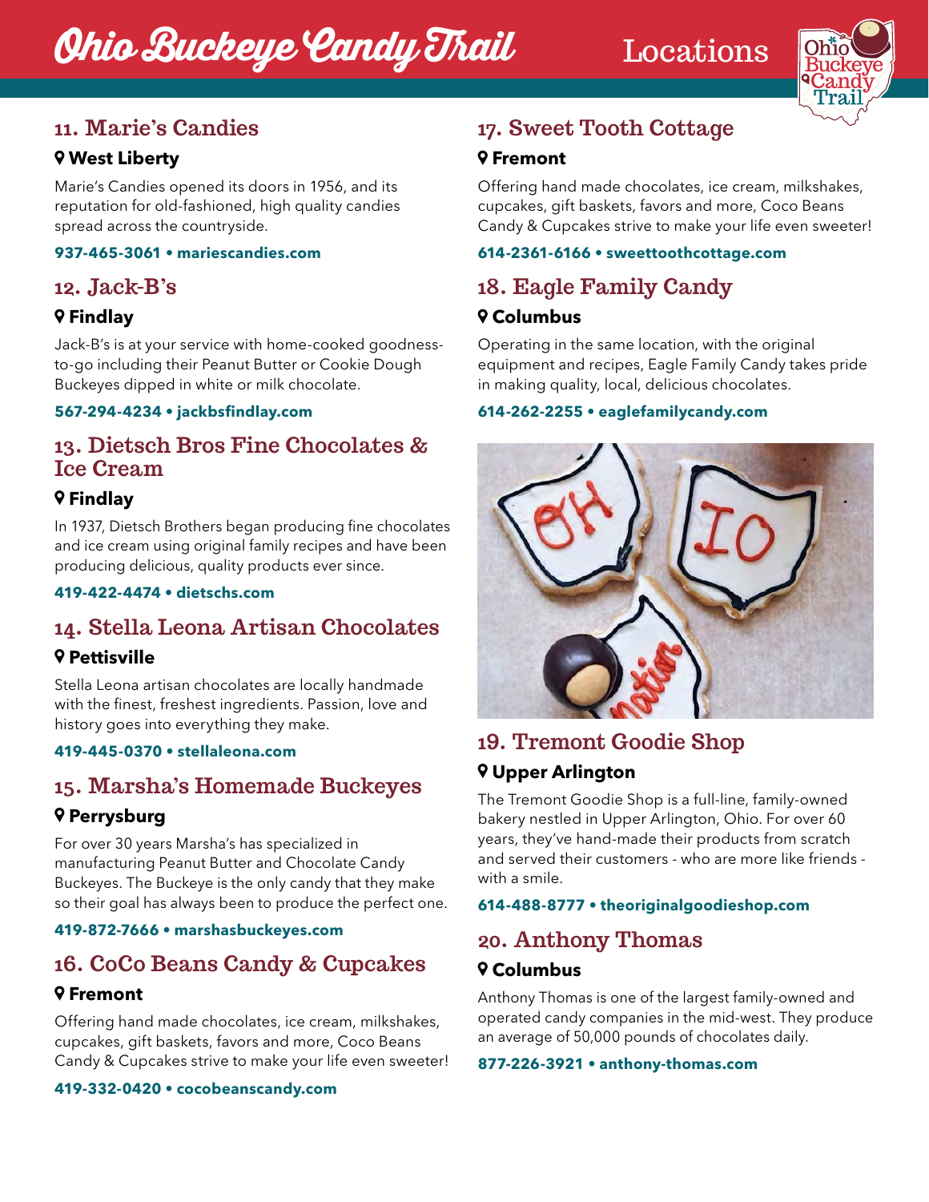# Ohio Buckeye Candy Trail

## Locations

### 11. Marie's Candies

**West Liberty**

Marie's Candies opened its doors in 1956, and its reputation for old-fashioned, high quality candies spread across the countryside.

**937-465-3061 • mariescandies.com**

### 12. Jack-B's

**Findlay**

Jack-B's is at your service with home-cooked goodness-to-go including their Peanut Butter or Cookie Dough Buckeyes dipped in white or milk chocolate.

**567-294-4234 • jackbsfindlay.com**

### 13. Dietsch Bros Fine Chocolates & Ice Cream

**Findlay**

In 1937, Dietsch Brothers began producing fine chocolates and ice cream using original family recipes and have been producing delicious, quality products ever since.

**419-422-4474 • dietschs.com**

### 14. Stella Leona Artisan Chocolates

**Pettisville**

Stella Leona artisan chocolates are locally handmade with the finest, freshest ingredients. Passion, love and history goes into everything they make.

**419-445-0370 • stellaleona.com**

### 15. Marsha's Homemade Buckeyes

**Perrysburg**

For over 30 years Marsha's has specialized in manufacturing Peanut Butter and Chocolate Candy Buckeyes. The Buckeye is the only candy that they make so their goal has always been to produce the perfect one.

**419-872-7666 • marshasbuckeyes.com**

### 16. CoCo Beans Candy & Cupcakes

**Fremont**

Offering hand made chocolates, ice cream, milkshakes, cupcakes, gift baskets, favors and more, Coco Beans Candy & Cupcakes strive to make your life even sweeter!

**419-332-0420 • cocobeanscandy.com**

### 17. Sweet Tooth Cottage

**Fremont**

Offering hand made chocolates, ice cream, milkshakes, cupcakes, gift baskets, favors and more, Coco Beans Candy & Cupcakes strive to make your life even sweeter!

**614-2361-6166 • sweettoothcottage.com**

### 18. Eagle Family Candy

**Columbus**

Operating in the same location, with the original equipment and recipes, Eagle Family Candy takes pride in making quality, local, delicious chocolates.

**614-262-2255 • eaglefamilycandy.com**

### 19. Tremont Goodie Shop

**Upper Arlington**

The Tremont Goodie Shop is a full-line, family-owned bakery nestled in Upper Arlington, Ohio. For over 60 years, they've hand-made their products from scratch and served their customers - who are more like friends - with a smile.

**614-488-8777 • theoriginalgoodieshop.com**

### 20. Anthony Thomas

**Columbus**

Anthony Thomas is one of the largest family-owned and operated candy companies in the mid-west. They produce an average of 50,000 pounds of chocolates daily.

**877-226-3921 • anthony-thomas.com**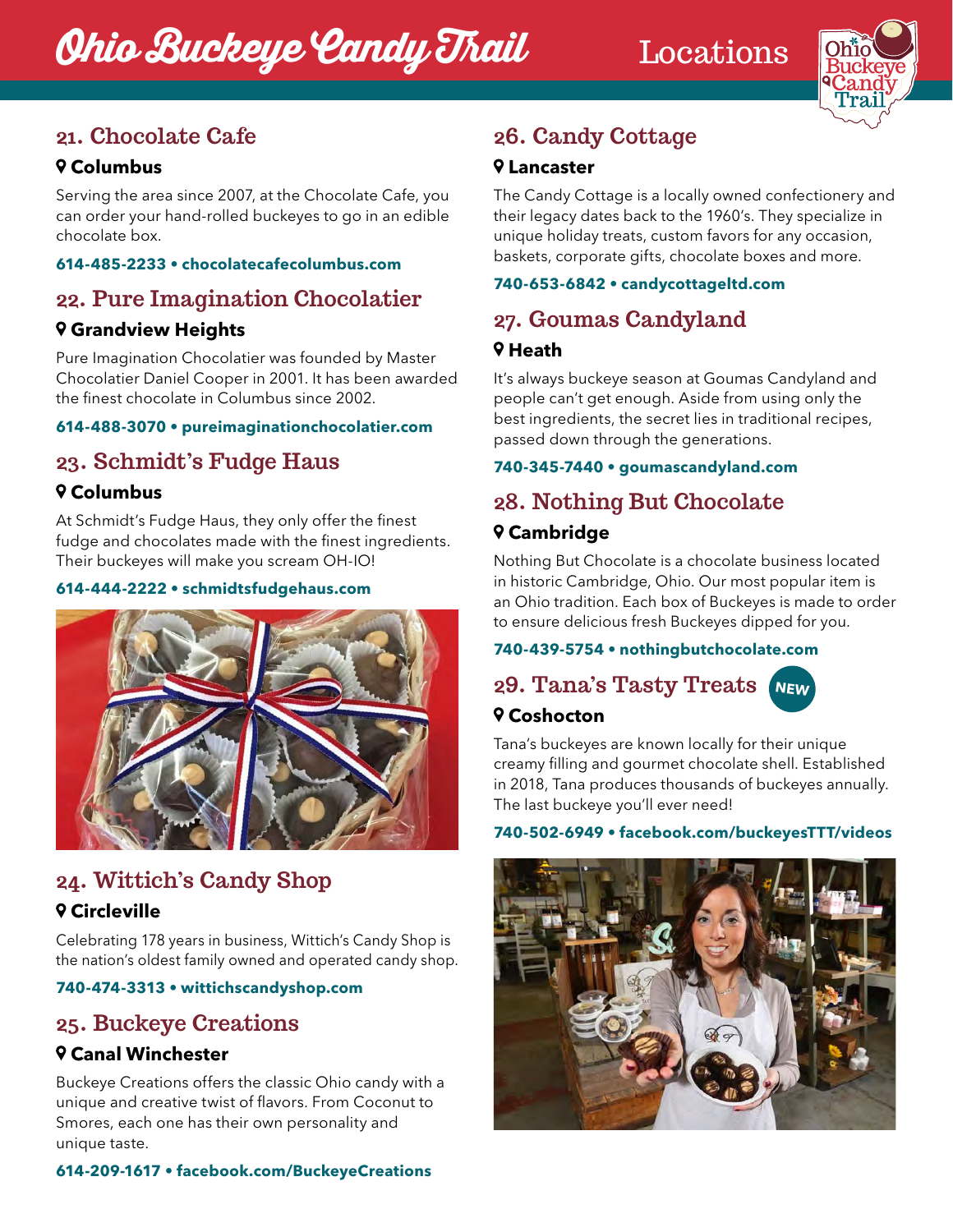# Ohio Buckeye Candy Trail

## Locations

### 21. Chocolate Cafe

**Columbus**

Serving the area since 2007, at the Chocolate Cafe, you can order your hand-rolled buckeyes to go in an edible chocolate box.

**614-485-2233 • chocolatecafecolumbus.com**

### 22. Pure Imagination Chocolatier

**Grandview Heights**

Pure Imagination Chocolatier was founded by Master Chocolatier Daniel Cooper in 2001. It has been awarded the finest chocolate in Columbus since 2002.

**614-488-3070 • pureimaginationchocolatier.com**

### 23. Schmidt's Fudge Haus

**Columbus**

At Schmidt's Fudge Haus, they only offer the finest fudge and chocolates made with the finest ingredients. Their buckeyes will make you scream OH-IO!

**614-444-2222 • schmidtsfudgehaus.com**

### 24. Wittich's Candy Shop

**Circleville**

Celebrating 178 years in business, Wittich's Candy Shop is the nation's oldest family owned and operated candy shop.

**740-474-3313 • wittichscandyshop.com**

### 25. Buckeye Creations

**Canal Winchester**

Buckeye Creations offers the classic Ohio candy with a unique and creative twist of flavors. From Coconut to Smores, each one has their own personality and unique taste.

**614-209-1617 • facebook.com/BuckeyeCreations**

### 26. Candy Cottage

**Lancaster**

The Candy Cottage is a locally owned confectionery and their legacy dates back to the 1960's. They specialize in unique holiday treats, custom favors for any occasion, baskets, corporate gifts, chocolate boxes and more.

**740-653-6842 • candycottageltd.com**

### 27. Goumas Candyland

**Heath**

It's always buckeye season at Goumas Candyland and people can't get enough. Aside from using only the best ingredients, the secret lies in traditional recipes, passed down through the generations.

**740-345-7440 • goumascandyland.com**

### 28. Nothing But Chocolate

**Cambridge**

Nothing But Chocolate is a chocolate business located in historic Cambridge, Ohio. Our most popular item is an Ohio tradition. Each box of Buckeyes is made to order to ensure delicious fresh Buckeyes dipped for you.

**740-439-5754 • nothingbutchocolate.com**

### 29. Tana's Tasty Treats *NEW*

**Coshocton**

Tana's buckeyes are known locally for their unique creamy filling and gourmet chocolate shell. Established in 2018, Tana produces thousands of buckeyes annually. The last buckeye you'll ever need!

**740-502-6949 • facebook.com/buckeyesTTT/videos**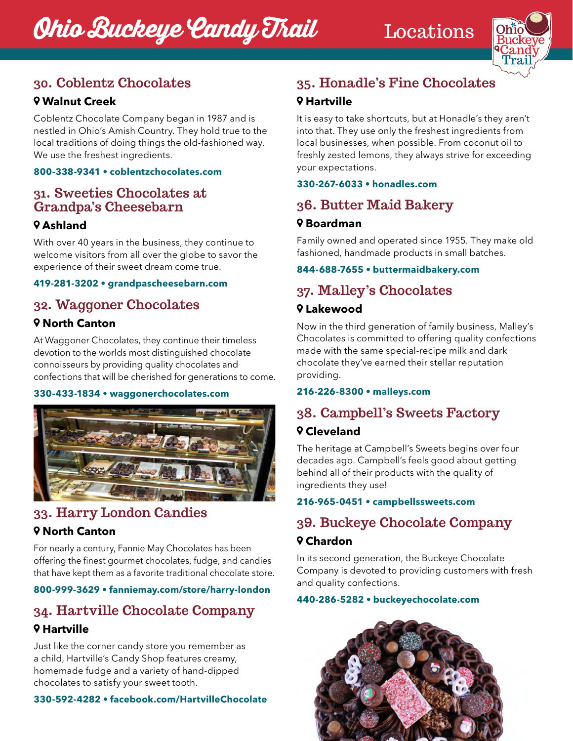# Ohio Buckeye Candy Trail

## Locations

### 30. Coblentz Chocolates

**Walnut Creek**

Coblentz Chocolate Company began in 1987 and is nestled in Ohio's Amish Country. They hold true to the local traditions of doing things the old-fashioned way. We use the freshest ingredients.

**800-338-9341 • coblentzchocolates.com**

### 31. Sweeties Chocolates at Grandpa's Cheesebarn

**Ashland**

With over 40 years in the business, they continue to welcome visitors from all over the globe to savor the experience of their sweet dream come true.

**419-281-3202 • grandpascheesebarn.com**

### 32. Waggoner Chocolates

**North Canton**

At Waggoner Chocolates, they continue their timeless devotion to the worlds most distinguished chocolate connoisseurs by providing quality chocolates and confections that will be cherished for generations to come.

**330-433-1834 • waggonerchocolates.com**

### 33. Harry London Candies

**North Canton**

For nearly a century, Fannie May Chocolates has been offering the finest gourmet chocolates, fudge, and candies that have kept them as a favorite traditional chocolate store.

**800-999-3629 • fanniemay.com/store/harry-london**

### 34. Hartville Chocolate Company

**Hartville**

Just like the corner candy store you remember as a child, Hartville's Candy Shop features creamy, homemade fudge and a variety of hand-dipped chocolates to satisfy your sweet tooth.

**330-592-4282 • facebook.com/HartvilleChocolate**

### 35. Honadle's Fine Chocolates

**Hartville**

It is easy to take shortcuts, but at Honadle's they aren't into that. They use only the freshest ingredients from local businesses, when possible. From coconut oil to freshly zested lemons, they always strive for exceeding your expectations.

**330-267-6033 • honadles.com**

### 36. Butter Maid Bakery

**Boardman**

Family owned and operated since 1955. They make old fashioned, handmade products in small batches.

**844-688-7655 • buttermaidbakery.com**

### 37. Malley's Chocolates

**Lakewood**

Now in the third generation of family business, Malley's Chocolates is committed to offering quality confections made with the same special-recipe milk and dark chocolate they've earned their stellar reputation providing.

**216-226-8300 • malleys.com**

### 38. Campbell's Sweets Factory

**Cleveland**

The heritage at Campbell's Sweets begins over four decades ago. Campbell's feels good about getting behind all of their products with the quality of ingredients they use!

**216-965-0451 • campbellssweets.com**

### 39. Buckeye Chocolate Company

**Chardon**

In its second generation, the Buckeye Chocolate Company is devoted to providing customers with fresh and quality confections.

**440-286-5282 • buckeyechocolate.com**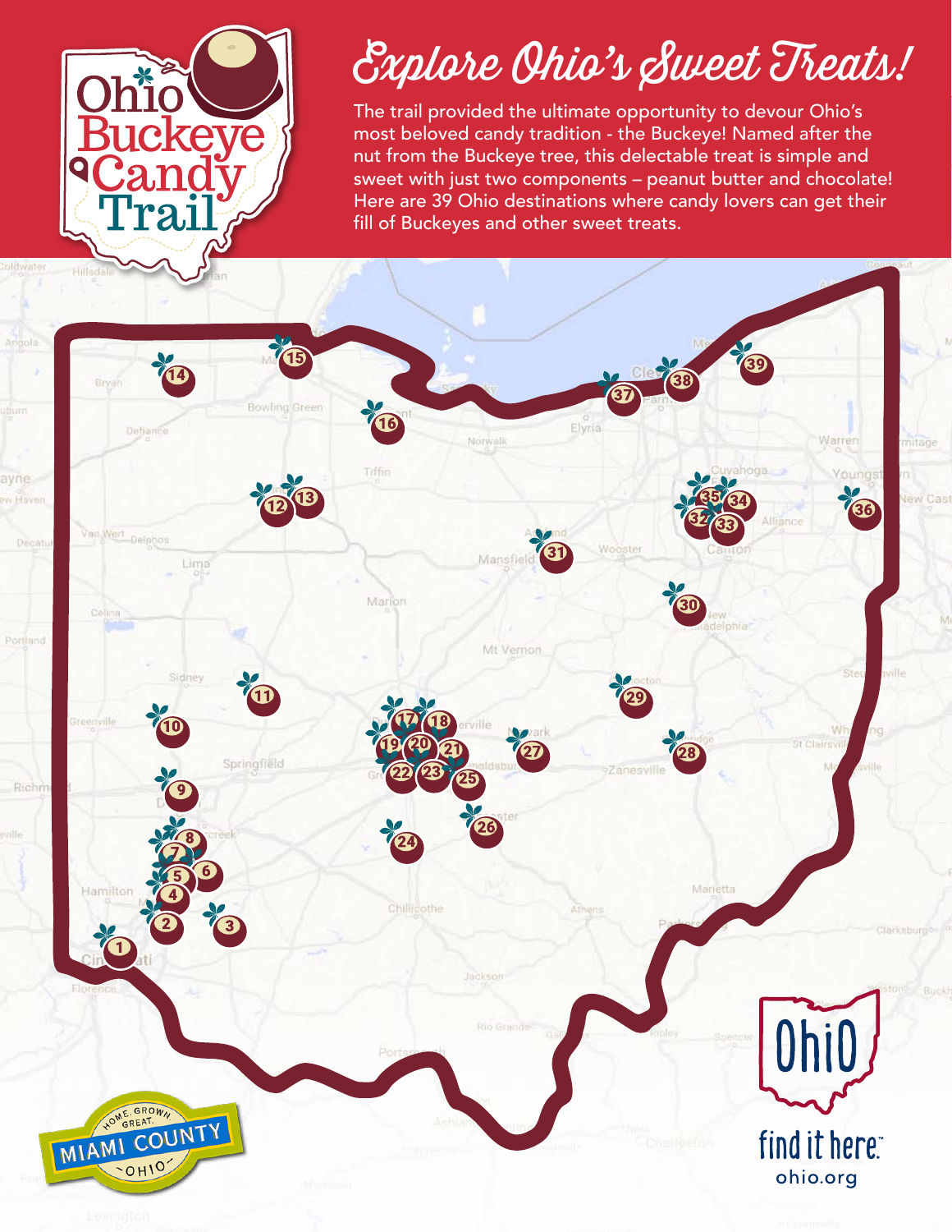Ohio Buckeye Candy Trail

# Explore Ohio's Sweet Treats!

The trail provided the ultimate opportunity to devour Ohio's most beloved candy tradition - the Buckeye! Named after the nut from the Buckeye tree, this delectable treat is simple and sweet with just two components – peanut butter and chocolate! Here are 39 Ohio destinations where candy lovers can get their fill of Buckeyes and other sweet treats.

HOME. GROWN. GREAT. MIAMI COUNTY OHIO

Ohio find it here. ohio.org